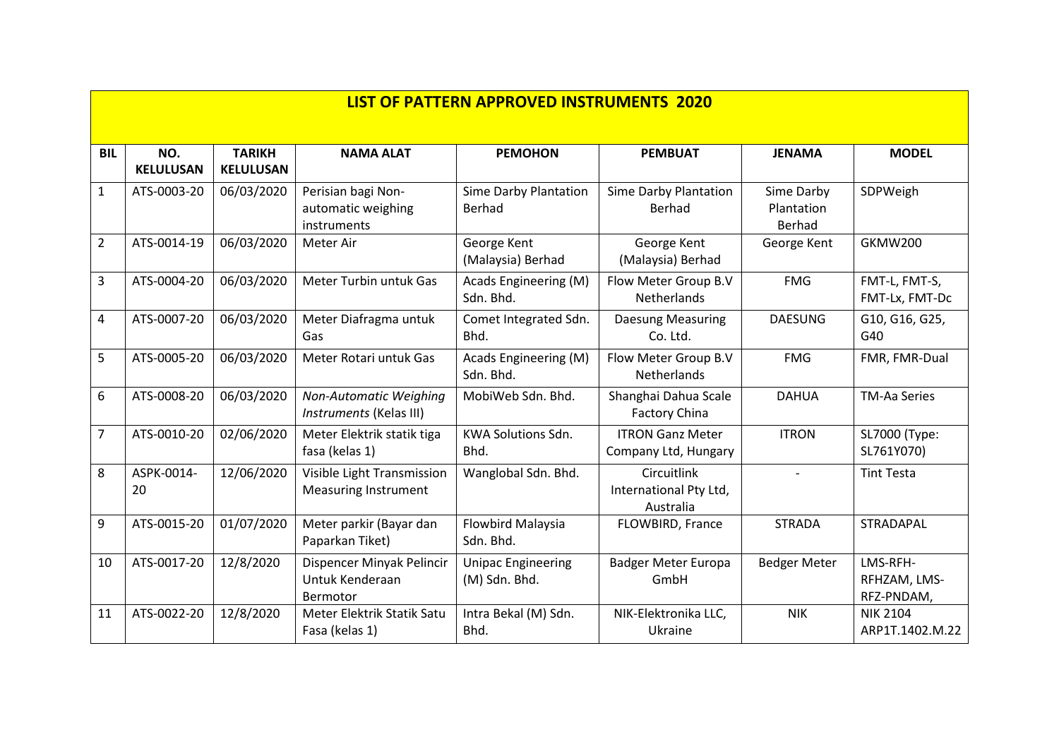# LIST OF PATTERN APPROVED INSTRUMENTS 2020

| BIL | NO. KELULUSAN | TARIKH KELULUSAN | NAMA ALAT | PEMOHON | PEMBUAT | JENAMA | MODEL |
|---|---|---|---|---|---|---|---|
| 1 | ATS-0003-20 | 06/03/2020 | Perisian bagi Non-automatic weighing instruments | Sime Darby Plantation Berhad | Sime Darby Plantation Berhad | Sime Darby Plantation Berhad | SDPWeigh |
| 2 | ATS-0014-19 | 06/03/2020 | Meter Air | George Kent (Malaysia) Berhad | George Kent (Malaysia) Berhad | George Kent | GKMW200 |
| 3 | ATS-0004-20 | 06/03/2020 | Meter Turbin untuk Gas | Acads Engineering (M) Sdn. Bhd. | Flow Meter Group B.V Netherlands | FMG | FMT-L, FMT-S, FMT-Lx, FMT-Dc |
| 4 | ATS-0007-20 | 06/03/2020 | Meter Diafragma untuk Gas | Comet Integrated Sdn. Bhd. | Daesung Measuring Co. Ltd. | DAESUNG | G10, G16, G25, G40 |
| 5 | ATS-0005-20 | 06/03/2020 | Meter Rotari untuk Gas | Acads Engineering (M) Sdn. Bhd. | Flow Meter Group B.V Netherlands | FMG | FMR, FMR-Dual |
| 6 | ATS-0008-20 | 06/03/2020 | *Non-Automatic Weighing Instruments* (Kelas III) | MobiWeb Sdn. Bhd. | Shanghai Dahua Scale Factory China | DAHUA | TM-Aa Series |
| 7 | ATS-0010-20 | 02/06/2020 | Meter Elektrik statik tiga fasa (kelas 1) | KWA Solutions Sdn. Bhd. | ITRON Ganz Meter Company Ltd, Hungary | ITRON | SL7000 (Type: SL761Y070) |
| 8 | ASPK-0014-20 | 12/06/2020 | Visible Light Transmission Measuring Instrument | Wanglobal Sdn. Bhd. | Circuitlink International Pty Ltd, Australia | - | Tint Testa |
| 9 | ATS-0015-20 | 01/07/2020 | Meter parkir (Bayar dan Paparkan Tiket) | Flowbird Malaysia Sdn. Bhd. | FLOWBIRD, France | STRADA | STRADAPAL |
| 10 | ATS-0017-20 | 12/8/2020 | Dispencer Minyak Pelincir Untuk Kenderaan Bermotor | Unipac Engineering (M) Sdn. Bhd. | Badger Meter Europa GmbH | Bedger Meter | LMS-RFH-RFHZAM, LMS-RFZ-PNDAM, |
| 11 | ATS-0022-20 | 12/8/2020 | Meter Elektrik Statik Satu Fasa (kelas 1) | Intra Bekal (M) Sdn. Bhd. | NIK-Elektronika LLC, Ukraine | NIK | NIK 2104 ARP1T.1402.M.22 |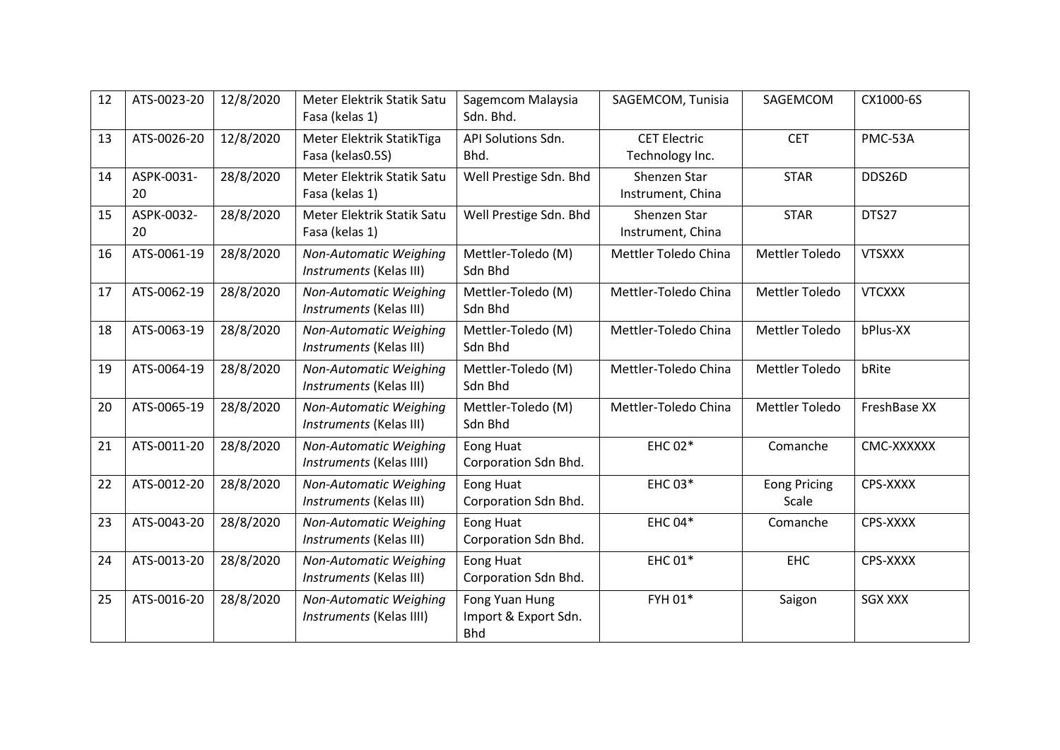| 12 | ATS-0023-20 | 12/8/2020 | Meter Elektrik Statik Satu Fasa (kelas 1) | Sagemcom Malaysia Sdn. Bhd. | SAGEMCOM, Tunisia | SAGEMCOM | CX1000-6S |
|---|---|---|---|---|---|---|---|
| 13 | ATS-0026-20 | 12/8/2020 | Meter Elektrik StatikTiga Fasa (kelas0.5S) | API Solutions Sdn. Bhd. | CET Electric Technology Inc. | CET | PMC-53A |
| 14 | ASPK-0031-20 | 28/8/2020 | Meter Elektrik Statik Satu Fasa (kelas 1) | Well Prestige Sdn. Bhd | Shenzen Star Instrument, China | STAR | DDS26D |
| 15 | ASPK-0032-20 | 28/8/2020 | Meter Elektrik Statik Satu Fasa (kelas 1) | Well Prestige Sdn. Bhd | Shenzen Star Instrument, China | STAR | DTS27 |
| 16 | ATS-0061-19 | 28/8/2020 | *Non-Automatic Weighing Instruments* (Kelas III) | Mettler-Toledo (M) Sdn Bhd | Mettler Toledo China | Mettler Toledo | VTSXXX |
| 17 | ATS-0062-19 | 28/8/2020 | *Non-Automatic Weighing Instruments* (Kelas III) | Mettler-Toledo (M) Sdn Bhd | Mettler-Toledo China | Mettler Toledo | VTCXXX |
| 18 | ATS-0063-19 | 28/8/2020 | *Non-Automatic Weighing Instruments* (Kelas III) | Mettler-Toledo (M) Sdn Bhd | Mettler-Toledo China | Mettler Toledo | bPlus-XX |
| 19 | ATS-0064-19 | 28/8/2020 | *Non-Automatic Weighing Instruments* (Kelas III) | Mettler-Toledo (M) Sdn Bhd | Mettler-Toledo China | Mettler Toledo | bRite |
| 20 | ATS-0065-19 | 28/8/2020 | *Non-Automatic Weighing Instruments* (Kelas III) | Mettler-Toledo (M) Sdn Bhd | Mettler-Toledo China | Mettler Toledo | FreshBase XX |
| 21 | ATS-0011-20 | 28/8/2020 | *Non-Automatic Weighing Instruments* (Kelas IIII) | Eong Huat Corporation Sdn Bhd. | EHC 02* | Comanche | CMC-XXXXXX |
| 22 | ATS-0012-20 | 28/8/2020 | *Non-Automatic Weighing Instruments* (Kelas III) | Eong Huat Corporation Sdn Bhd. | EHC 03* | Eong Pricing Scale | CPS-XXXX |
| 23 | ATS-0043-20 | 28/8/2020 | *Non-Automatic Weighing Instruments* (Kelas III) | Eong Huat Corporation Sdn Bhd. | EHC 04* | Comanche | CPS-XXXX |
| 24 | ATS-0013-20 | 28/8/2020 | *Non-Automatic Weighing Instruments* (Kelas III) | Eong Huat Corporation Sdn Bhd. | EHC 01* | EHC | CPS-XXXX |
| 25 | ATS-0016-20 | 28/8/2020 | *Non-Automatic Weighing Instruments* (Kelas IIII) | Fong Yuan Hung Import & Export Sdn. Bhd | FYH 01* | Saigon | SGX XXX |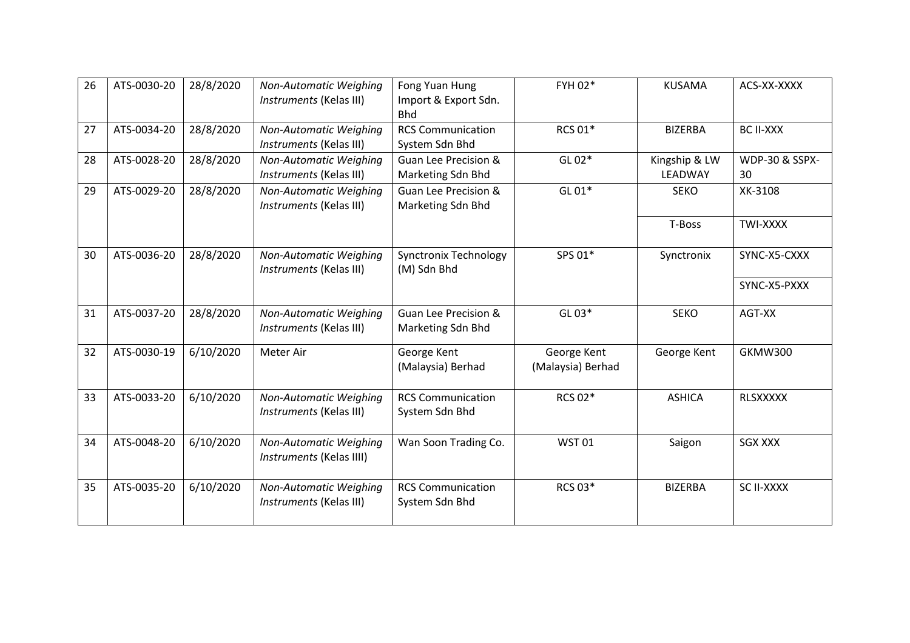| 26 | ATS-0030-20 | 28/8/2020 | *Non-Automatic Weighing Instruments* (Kelas III) | Fong Yuan Hung Import & Export Sdn. Bhd | FYH 02* | KUSAMA | ACS-XX-XXXX |
|---|---|---|---|---|---|---|---|
| 27 | ATS-0034-20 | 28/8/2020 | *Non-Automatic Weighing Instruments* (Kelas III) | RCS Communication System Sdn Bhd | RCS 01* | BIZERBA | BC II-XXX |
| 28 | ATS-0028-20 | 28/8/2020 | *Non-Automatic Weighing Instruments* (Kelas III) | Guan Lee Precision & Marketing Sdn Bhd | GL 02* | Kingship & LW LEADWAY | WDP-30 & SSPX-30 |
| 29 | ATS-0029-20 | 28/8/2020 | *Non-Automatic Weighing Instruments* (Kelas III) | Guan Lee Precision & Marketing Sdn Bhd | GL 01* | SEKO | XK-3108 |
| | | | | | | T-Boss | TWI-XXXX |
| 30 | ATS-0036-20 | 28/8/2020 | *Non-Automatic Weighing Instruments* (Kelas III) | Synctronix Technology (M) Sdn Bhd | SPS 01* | Synctronix | SYNC-X5-CXXX |
| | | | | | | | SYNC-X5-PXXX |
| 31 | ATS-0037-20 | 28/8/2020 | *Non-Automatic Weighing Instruments* (Kelas III) | Guan Lee Precision & Marketing Sdn Bhd | GL 03* | SEKO | AGT-XX |
| 32 | ATS-0030-19 | 6/10/2020 | Meter Air | George Kent (Malaysia) Berhad | George Kent (Malaysia) Berhad | George Kent | GKMW300 |
| 33 | ATS-0033-20 | 6/10/2020 | *Non-Automatic Weighing Instruments* (Kelas III) | RCS Communication System Sdn Bhd | RCS 02* | ASHICA | RLSXXXXX |
| 34 | ATS-0048-20 | 6/10/2020 | *Non-Automatic Weighing Instruments* (Kelas IIII) | Wan Soon Trading Co. | WST 01 | Saigon | SGX XXX |
| 35 | ATS-0035-20 | 6/10/2020 | *Non-Automatic Weighing Instruments* (Kelas III) | RCS Communication System Sdn Bhd | RCS 03* | BIZERBA | SC II-XXXX |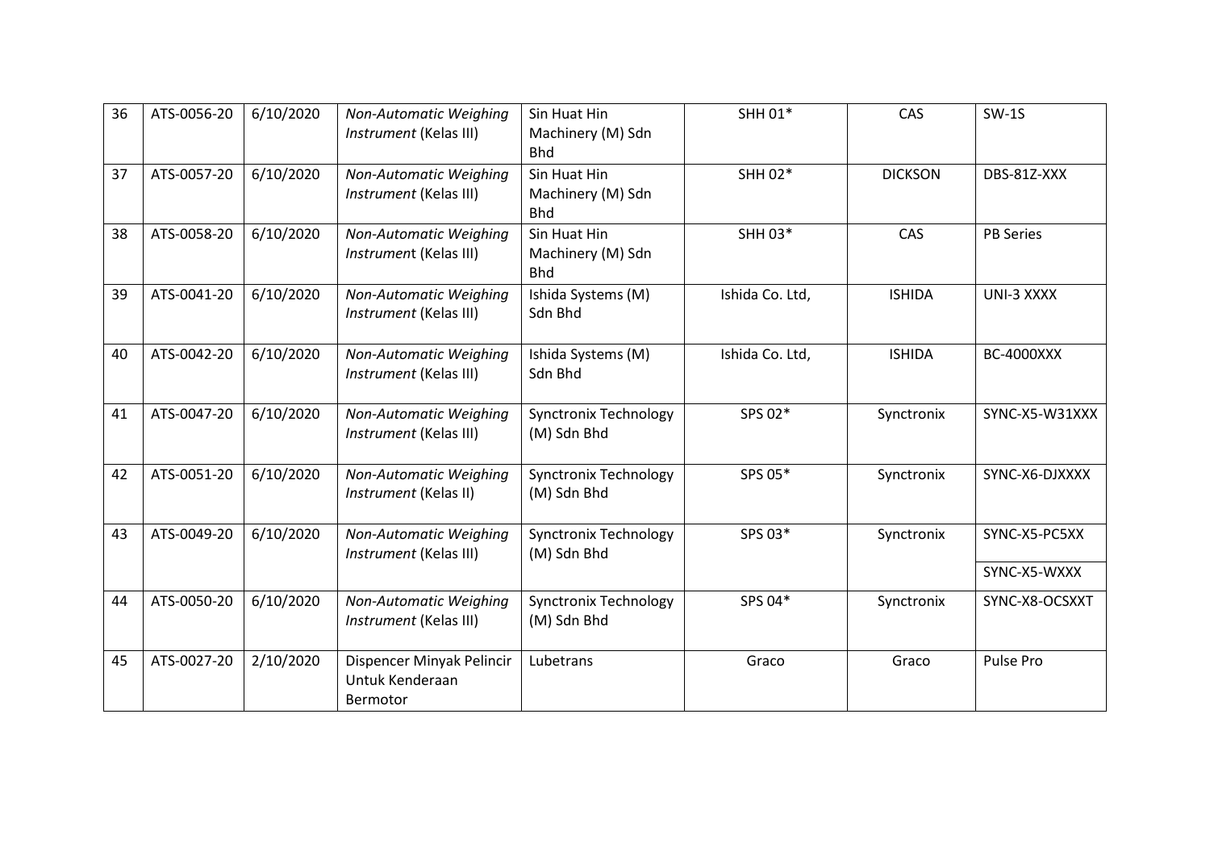| | | | | | | | |
|---|---|---|---|---|---|---|---|
| 36 | ATS-0056-20 | 6/10/2020 | *Non-Automatic Weighing Instrument* (Kelas III) | Sin Huat Hin Machinery (M) Sdn Bhd | SHH 01* | CAS | SW-1S |
| 37 | ATS-0057-20 | 6/10/2020 | *Non-Automatic Weighing Instrument* (Kelas III) | Sin Huat Hin Machinery (M) Sdn Bhd | SHH 02* | DICKSON | DBS-81Z-XXX |
| 38 | ATS-0058-20 | 6/10/2020 | *Non-Automatic Weighing Instrument* (Kelas III) | Sin Huat Hin Machinery (M) Sdn Bhd | SHH 03* | CAS | PB Series |
| 39 | ATS-0041-20 | 6/10/2020 | *Non-Automatic Weighing Instrument* (Kelas III) | Ishida Systems (M) Sdn Bhd | Ishida Co. Ltd, | ISHIDA | UNI-3 XXXX |
| 40 | ATS-0042-20 | 6/10/2020 | *Non-Automatic Weighing Instrument* (Kelas III) | Ishida Systems (M) Sdn Bhd | Ishida Co. Ltd, | ISHIDA | BC-4000XXX |
| 41 | ATS-0047-20 | 6/10/2020 | *Non-Automatic Weighing Instrument* (Kelas III) | Synctronix Technology (M) Sdn Bhd | SPS 02* | Synctronix | SYNC-X5-W31XXX |
| 42 | ATS-0051-20 | 6/10/2020 | *Non-Automatic Weighing Instrument* (Kelas II) | Synctronix Technology (M) Sdn Bhd | SPS 05* | Synctronix | SYNC-X6-DJXXXX |
| 43 | ATS-0049-20 | 6/10/2020 | *Non-Automatic Weighing Instrument* (Kelas III) | Synctronix Technology (M) Sdn Bhd | SPS 03* | Synctronix | SYNC-X5-PC5XX<br>SYNC-X5-WXXX |
| 44 | ATS-0050-20 | 6/10/2020 | *Non-Automatic Weighing Instrument* (Kelas III) | Synctronix Technology (M) Sdn Bhd | SPS 04* | Synctronix | SYNC-X8-OCSXXT |
| 45 | ATS-0027-20 | 2/10/2020 | Dispencer Minyak Pelincir Untuk Kenderaan Bermotor | Lubetrans | Graco | Graco | Pulse Pro |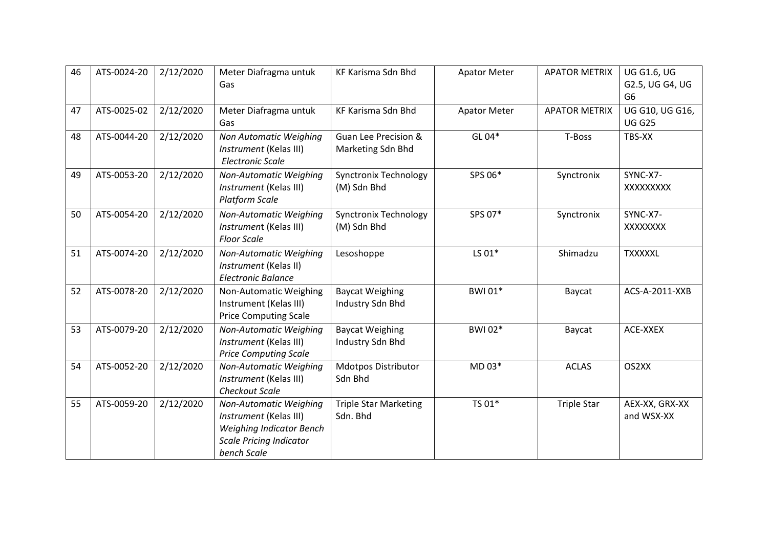| 46 | ATS-0024-20 | 2/12/2020 | Meter Diafragma untuk Gas | KF Karisma Sdn Bhd | Apator Meter | APATOR METRIX | UG G1.6, UG G2.5, UG G4, UG G6 |
|---|---|---|---|---|---|---|---|
| 47 | ATS-0025-02 | 2/12/2020 | Meter Diafragma untuk Gas | KF Karisma Sdn Bhd | Apator Meter | APATOR METRIX | UG G10, UG G16, UG G25 |
| 48 | ATS-0044-20 | 2/12/2020 | *Non Automatic Weighing Instrument* (Kelas III) *Electronic Scale* | Guan Lee Precision & Marketing Sdn Bhd | GL 04* | T-Boss | TBS-XX |
| 49 | ATS-0053-20 | 2/12/2020 | *Non-Automatic Weighing Instrument* (Kelas III) *Platform Scale* | Synctronix Technology (M) Sdn Bhd | SPS 06* | Synctronix | SYNC-X7-XXXXXXXXX |
| 50 | ATS-0054-20 | 2/12/2020 | *Non-Automatic Weighing Instrument* (Kelas III) *Floor Scale* | Synctronix Technology (M) Sdn Bhd | SPS 07* | Synctronix | SYNC-X7-XXXXXXXX |
| 51 | ATS-0074-20 | 2/12/2020 | *Non-Automatic Weighing Instrument* (Kelas II) *Electronic Balance* | Lesoshoppe | LS 01* | Shimadzu | TXXXXXL |
| 52 | ATS-0078-20 | 2/12/2020 | Non-Automatic Weighing Instrument (Kelas III) Price Computing Scale | Baycat Weighing Industry Sdn Bhd | BWI 01* | Baycat | ACS-A-2011-XXB |
| 53 | ATS-0079-20 | 2/12/2020 | *Non-Automatic Weighing Instrument* (Kelas III) *Price Computing Scale* | Baycat Weighing Industry Sdn Bhd | BWI 02* | Baycat | ACE-XXEX |
| 54 | ATS-0052-20 | 2/12/2020 | *Non-Automatic Weighing Instrument* (Kelas III) *Checkout Scale* | Mdotpos Distributor Sdn Bhd | MD 03* | ACLAS | OS2XX |
| 55 | ATS-0059-20 | 2/12/2020 | *Non-Automatic Weighing Instrument* (Kelas III) *Weighing Indicator Bench Scale Pricing Indicator bench Scale* | Triple Star Marketing Sdn. Bhd | TS 01* | Triple Star | AEX-XX, GRX-XX and WSX-XX |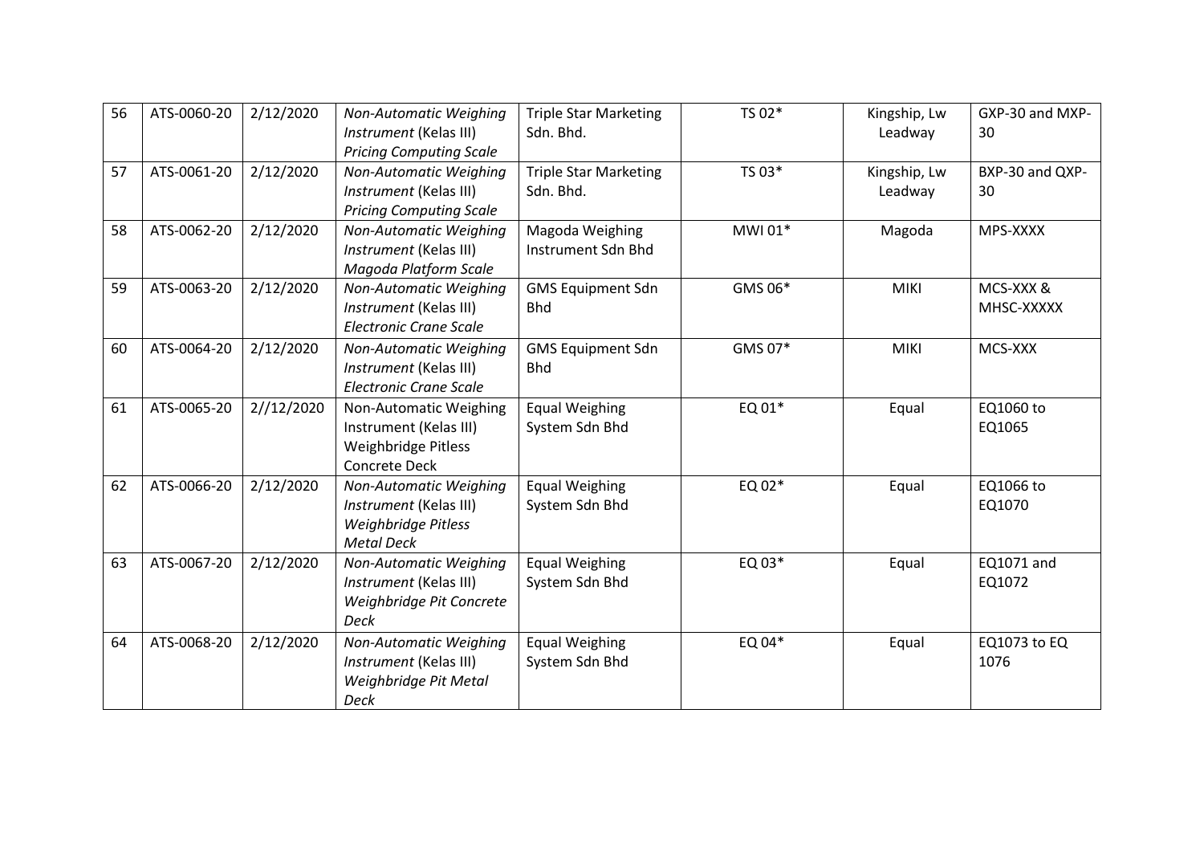| 56 | ATS-0060-20 | 2/12/2020 | *Non-Automatic Weighing Instrument* (Kelas III) *Pricing Computing Scale* | Triple Star Marketing Sdn. Bhd. | TS 02* | Kingship, Lw Leadway | GXP-30 and MXP-30 |
|---|---|---|---|---|---|---|---|
| 57 | ATS-0061-20 | 2/12/2020 | *Non-Automatic Weighing Instrument* (Kelas III) *Pricing Computing Scale* | Triple Star Marketing Sdn. Bhd. | TS 03* | Kingship, Lw Leadway | BXP-30 and QXP-30 |
| 58 | ATS-0062-20 | 2/12/2020 | *Non-Automatic Weighing Instrument* (Kelas III) *Magoda Platform Scale* | Magoda Weighing Instrument Sdn Bhd | MWI 01* | Magoda | MPS-XXXX |
| 59 | ATS-0063-20 | 2/12/2020 | *Non-Automatic Weighing Instrument* (Kelas III) *Electronic Crane Scale* | GMS Equipment Sdn Bhd | GMS 06* | MIKI | MCS-XXX & MHSC-XXXXX |
| 60 | ATS-0064-20 | 2/12/2020 | *Non-Automatic Weighing Instrument* (Kelas III) *Electronic Crane Scale* | GMS Equipment Sdn Bhd | GMS 07* | MIKI | MCS-XXX |
| 61 | ATS-0065-20 | 2//12/2020 | Non-Automatic Weighing Instrument (Kelas III) Weighbridge Pitless Concrete Deck | Equal Weighing System Sdn Bhd | EQ 01* | Equal | EQ1060 to EQ1065 |
| 62 | ATS-0066-20 | 2/12/2020 | *Non-Automatic Weighing Instrument* (Kelas III) *Weighbridge Pitless Metal Deck* | Equal Weighing System Sdn Bhd | EQ 02* | Equal | EQ1066 to EQ1070 |
| 63 | ATS-0067-20 | 2/12/2020 | *Non-Automatic Weighing Instrument* (Kelas III) *Weighbridge Pit Concrete Deck* | Equal Weighing System Sdn Bhd | EQ 03* | Equal | EQ1071 and EQ1072 |
| 64 | ATS-0068-20 | 2/12/2020 | *Non-Automatic Weighing Instrument* (Kelas III) *Weighbridge Pit Metal Deck* | Equal Weighing System Sdn Bhd | EQ 04* | Equal | EQ1073 to EQ 1076 |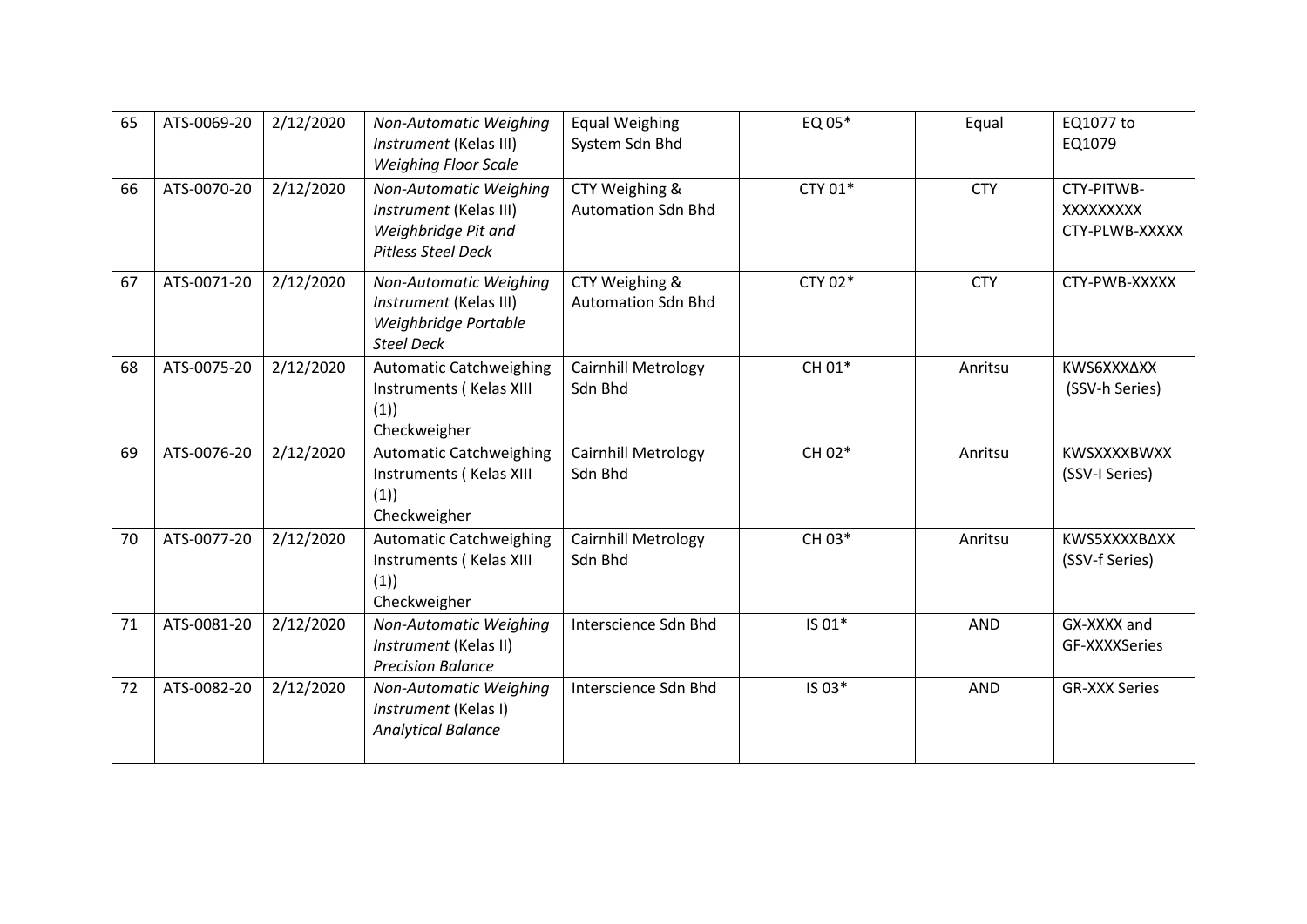| 65 | ATS-0069-20 | 2/12/2020 | *Non-Automatic Weighing Instrument* (Kelas III) *Weighing Floor Scale* | Equal Weighing System Sdn Bhd | EQ 05* | Equal | EQ1077 to EQ1079 |
|---|---|---|---|---|---|---|---|
| 66 | ATS-0070-20 | 2/12/2020 | *Non-Automatic Weighing Instrument* (Kelas III) *Weighbridge Pit and Pitless Steel Deck* | CTY Weighing & Automation Sdn Bhd | CTY 01* | CTY | CTY-PITWB-XXXXXXXXX CTY-PLWB-XXXXX |
| 67 | ATS-0071-20 | 2/12/2020 | *Non-Automatic Weighing Instrument* (Kelas III) *Weighbridge Portable Steel Deck* | CTY Weighing & Automation Sdn Bhd | CTY 02* | CTY | CTY-PWB-XXXXX |
| 68 | ATS-0075-20 | 2/12/2020 | Automatic Catchweighing Instruments ( Kelas XIII (1)) Checkweigher | Cairnhill Metrology Sdn Bhd | CH 01* | Anritsu | KWS6XXXΔXX (SSV-h Series) |
| 69 | ATS-0076-20 | 2/12/2020 | Automatic Catchweighing Instruments ( Kelas XIII (1)) Checkweigher | Cairnhill Metrology Sdn Bhd | CH 02* | Anritsu | KWSXXXXBWXX (SSV-I Series) |
| 70 | ATS-0077-20 | 2/12/2020 | Automatic Catchweighing Instruments ( Kelas XIII (1)) Checkweigher | Cairnhill Metrology Sdn Bhd | CH 03* | Anritsu | KWS5XXXXBΔXX (SSV-f Series) |
| 71 | ATS-0081-20 | 2/12/2020 | *Non-Automatic Weighing Instrument* (Kelas II) *Precision Balance* | Interscience Sdn Bhd | IS 01* | AND | GX-XXXX and GF-XXXXSeries |
| 72 | ATS-0082-20 | 2/12/2020 | *Non-Automatic Weighing Instrument* (Kelas I) *Analytical Balance* | Interscience Sdn Bhd | IS 03* | AND | GR-XXX Series |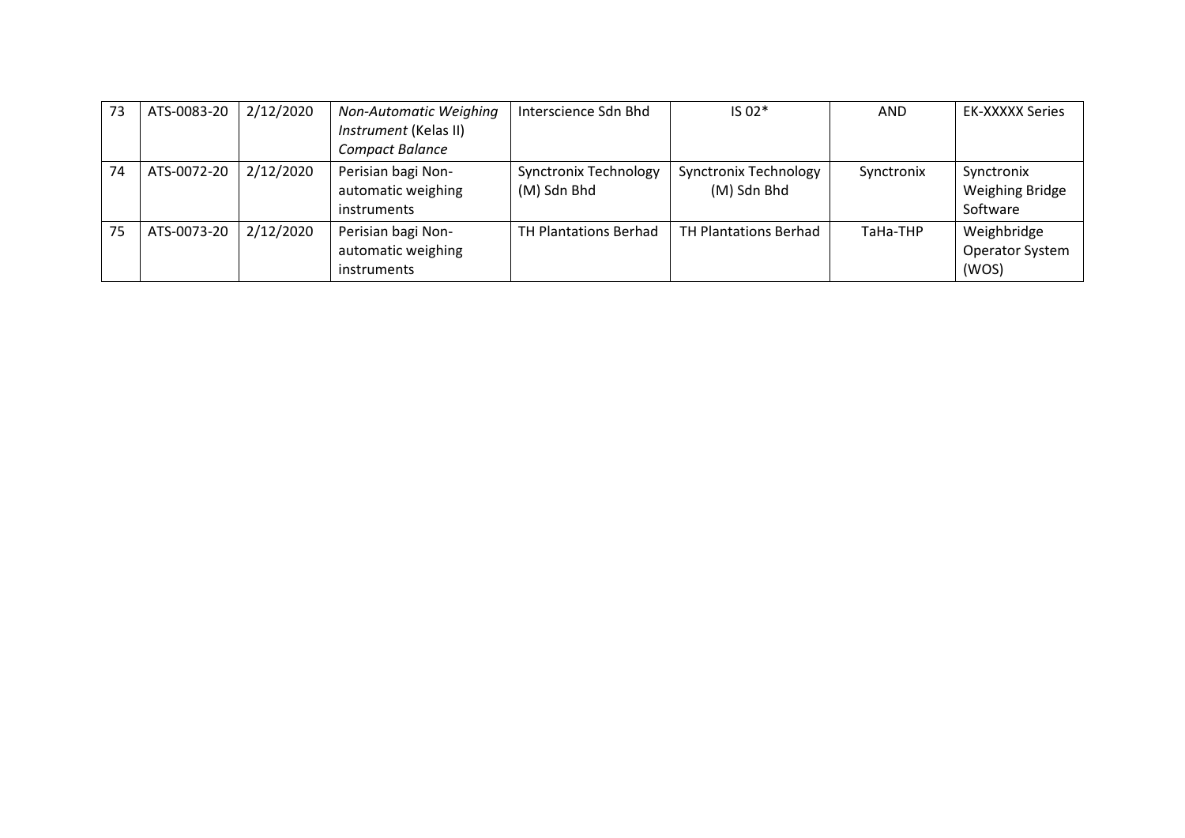| | | | | | | | |
|---|---|---|---|---|---|---|---|
| 73 | ATS-0083-20 | 2/12/2020 | *Non-Automatic Weighing Instrument* (Kelas II) *Compact Balance* | Interscience Sdn Bhd | IS 02* | AND | EK-XXXXX Series |
| 74 | ATS-0072-20 | 2/12/2020 | Perisian bagi Non-automatic weighing instruments | Synctronix Technology (M) Sdn Bhd | Synctronix Technology (M) Sdn Bhd | Synctronix | Synctronix Weighing Bridge Software |
| 75 | ATS-0073-20 | 2/12/2020 | Perisian bagi Non-automatic weighing instruments | TH Plantations Berhad | TH Plantations Berhad | TaHa-THP | Weighbridge Operator System (WOS) |